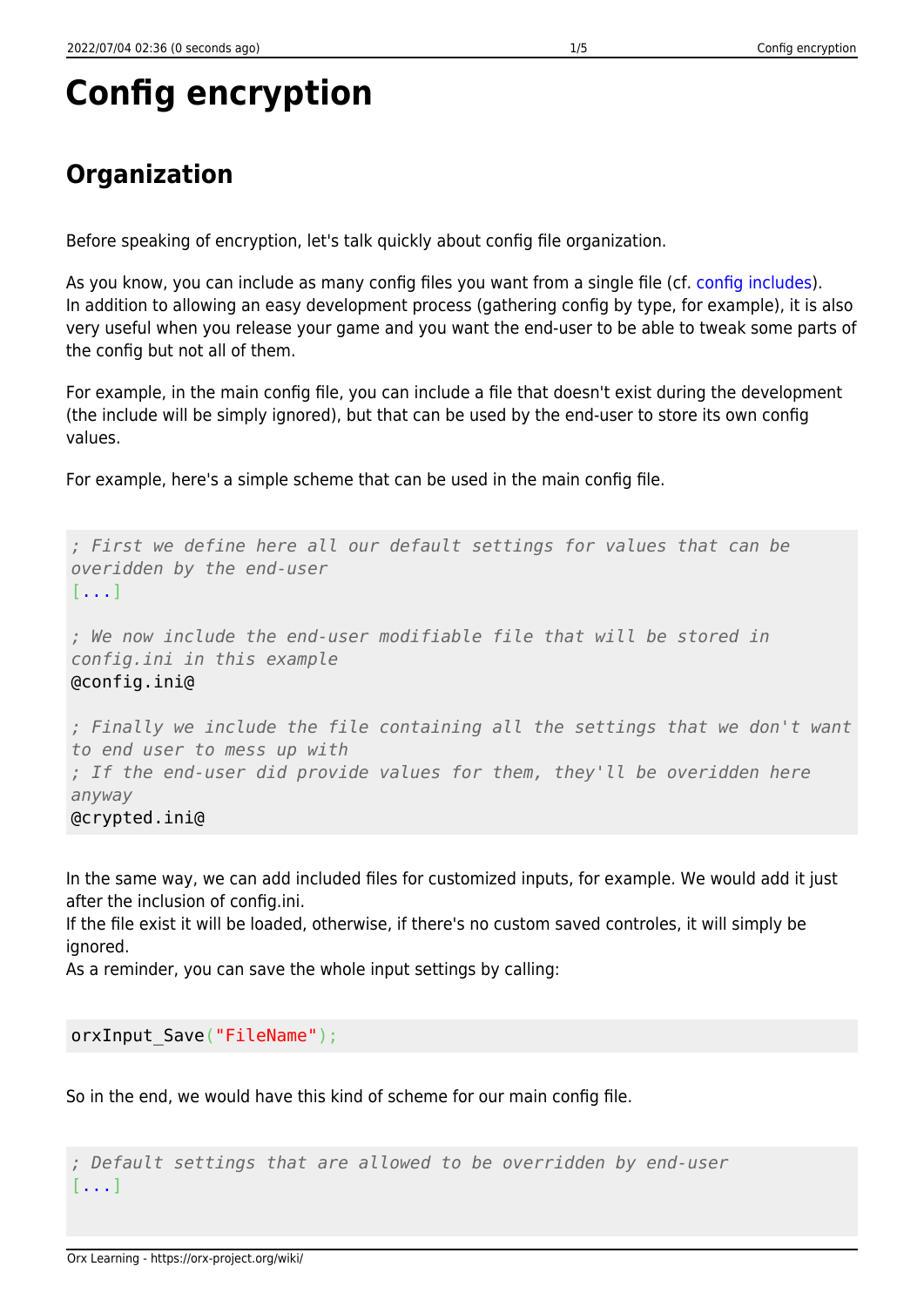# Config encryption

## Organization

Before speaking of encryption, let's talk quickly about config file organization.

As you know, you can include as many config files you want from a single file (cf. config includes).
In addition to allowing an easy development process (gathering config by type, for example), it is also very useful when you release your game and you want the end-user to be able to tweak some parts of the config but not all of them.

For example, in the main config file, you can include a file that doesn't exist during the development (the include will be simply ignored), but that can be used by the end-user to store its own config values.

For example, here's a simple scheme that can be used in the main config file.

```
; First we define here all our default settings for values that can be overidden by the end-user
[...]

; We now include the end-user modifiable file that will be stored in config.ini in this example
@config.ini@

; Finally we include the file containing all the settings that we don't want to end user to mess up with
; If the end-user did provide values for them, they'll be overidden here anyway
@crypted.ini@
```

In the same way, we can add included files for customized inputs, for example. We would add it just after the inclusion of config.ini.
If the file exist it will be loaded, otherwise, if there's no custom saved controles, it will simply be ignored.
As a reminder, you can save the whole input settings by calling:

```
orxInput_Save("FileName");
```

So in the end, we would have this kind of scheme for our main config file.

```
; Default settings that are allowed to be overridden by end-user
[...]
```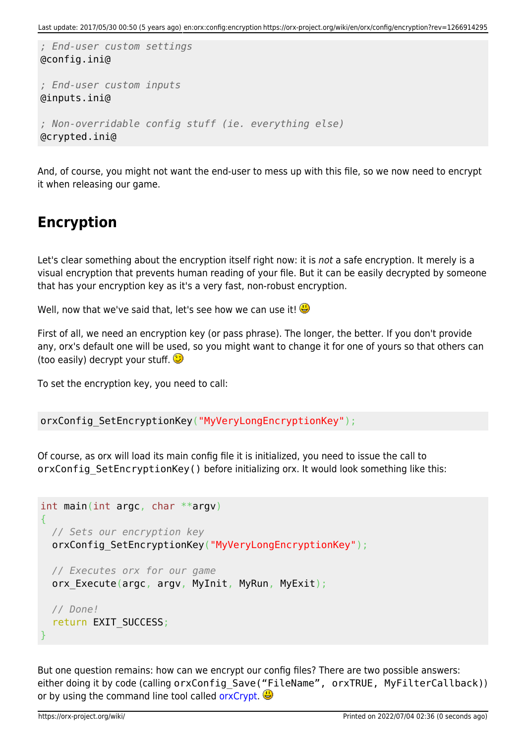```
; End-user custom settings
@config.ini@

; End-user custom inputs
@inputs.ini@

; Non-overridable config stuff (ie. everything else)
@crypted.ini@
```

And, of course, you might not want the end-user to mess up with this file, so we now need to encrypt it when releasing our game.

## Encryption

Let's clear something about the encryption itself right now: it is *not* a safe encryption. It merely is a visual encryption that prevents human reading of your file. But it can be easily decrypted by someone that has your encryption key as it's a very fast, non-robust encryption.

Well, now that we've said that, let's see how we can use it! :-D

First of all, we need an encryption key (or pass phrase). The longer, the better. If you don't provide any, orx's default one will be used, so you might want to change it for one of yours so that others can (too easily) decrypt your stuff. ;-)

To set the encryption key, you need to call:

```
orxConfig_SetEncryptionKey("MyVeryLongEncryptionKey");
```

Of course, as orx will load its main config file it is initialized, you need to issue the call to `orxConfig_SetEncryptionKey()` before initializing orx. It would look something like this:

```
int main(int argc, char **argv)
{
  // Sets our encryption key
  orxConfig_SetEncryptionKey("MyVeryLongEncryptionKey");

  // Executes orx for our game
  orx_Execute(argc, argv, MyInit, MyRun, MyExit);

  // Done!
  return EXIT_SUCCESS;
}
```

But one question remains: how can we encrypt our config files? There are two possible answers: either doing it by code (calling `orxConfig_Save("FileName", orxTRUE, MyFilterCallback)`) or by using the command line tool called orxCrypt. :-D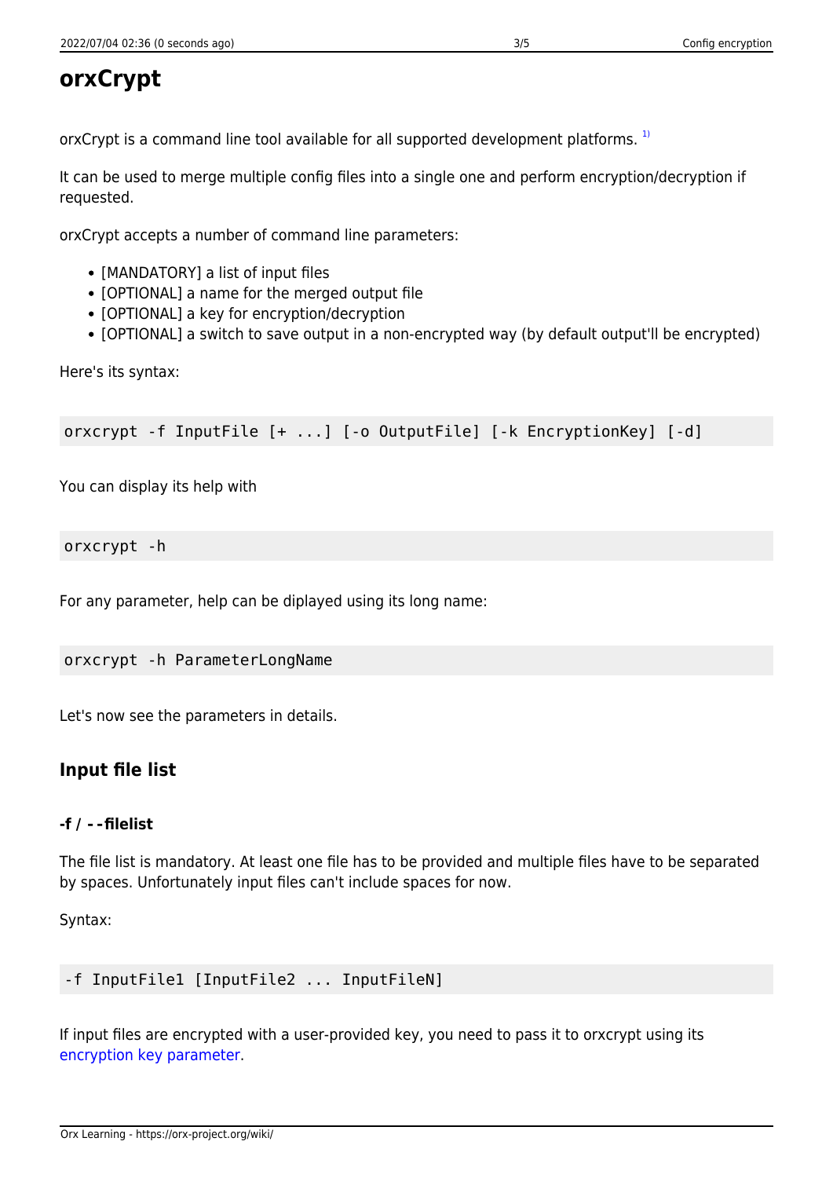# orxCrypt

orxCrypt is a command line tool available for all supported development platforms. [1)]

It can be used to merge multiple config files into a single one and perform encryption/decryption if requested.

orxCrypt accepts a number of command line parameters:

- [MANDATORY] a list of input files
- [OPTIONAL] a name for the merged output file
- [OPTIONAL] a key for encryption/decryption
- [OPTIONAL] a switch to save output in a non-encrypted way (by default output'll be encrypted)

Here's its syntax:

```
orxcrypt -f InputFile [+ ...] [-o OutputFile] [-k EncryptionKey] [-d]
```

You can display its help with

```
orxcrypt -h
```

For any parameter, help can be diplayed using its long name:

```
orxcrypt -h ParameterLongName
```

Let's now see the parameters in details.

## Input file list

### -f / --filelist

The file list is mandatory. At least one file has to be provided and multiple files have to be separated by spaces. Unfortunately input files can't include spaces for now.

Syntax:

```
-f InputFile1 [InputFile2 ... InputFileN]
```

If input files are encrypted with a user-provided key, you need to pass it to orxcrypt using its encryption key parameter.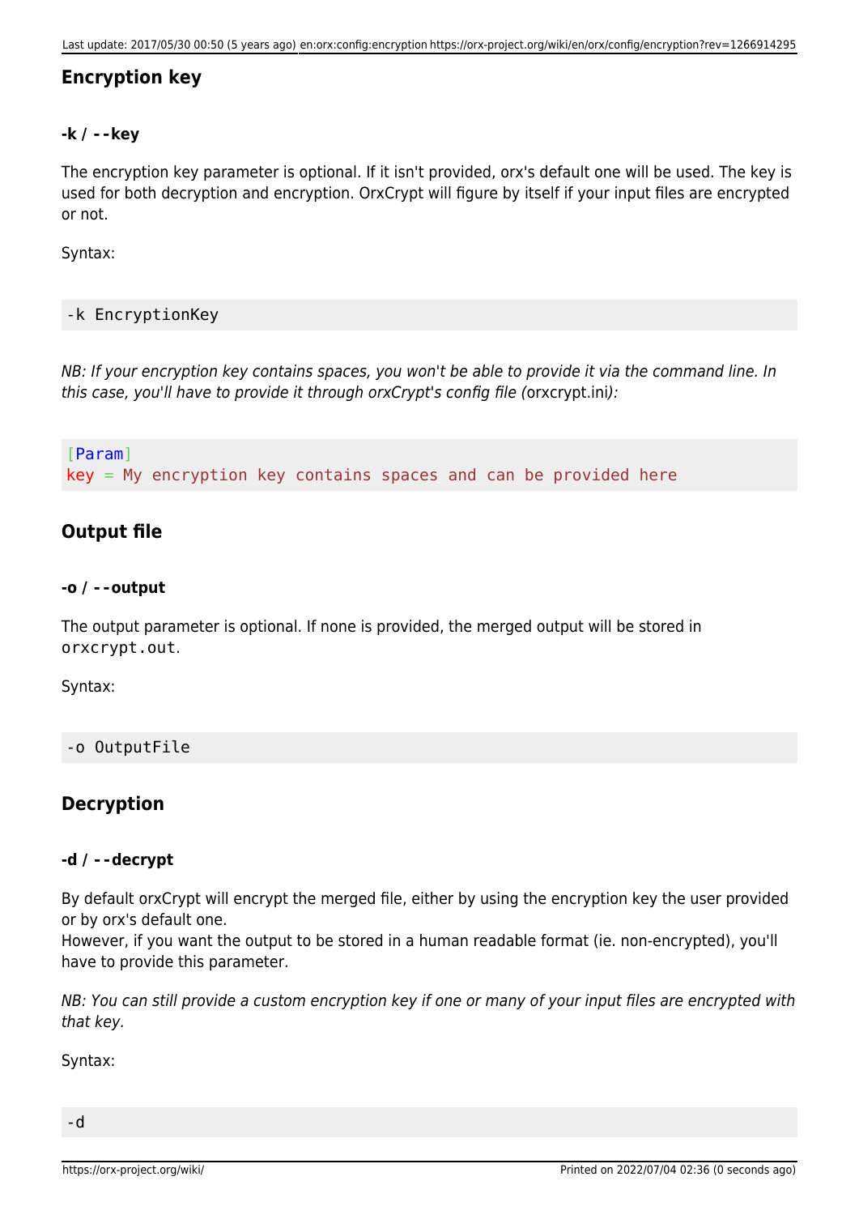### Encryption key

#### -k / --key

The encryption key parameter is optional. If it isn't provided, orx's default one will be used. The key is used for both decryption and encryption. OrxCrypt will figure by itself if your input files are encrypted or not.

Syntax:

```
-k EncryptionKey
```

*NB: If your encryption key contains spaces, you won't be able to provide it via the command line. In this case, you'll have to provide it through orxCrypt's config file (*orxcrypt.ini*):*

```
[Param]
key = My encryption key contains spaces and can be provided here
```

### Output file

#### -o / --output

The output parameter is optional. If none is provided, the merged output will be stored in `orxcrypt.out`.

Syntax:

```
-o OutputFile
```

### Decryption

#### -d / --decrypt

By default orxCrypt will encrypt the merged file, either by using the encryption key the user provided or by orx's default one.
However, if you want the output to be stored in a human readable format (ie. non-encrypted), you'll have to provide this parameter.

*NB: You can still provide a custom encryption key if one or many of your input files are encrypted with that key.*

Syntax:

```
-d
```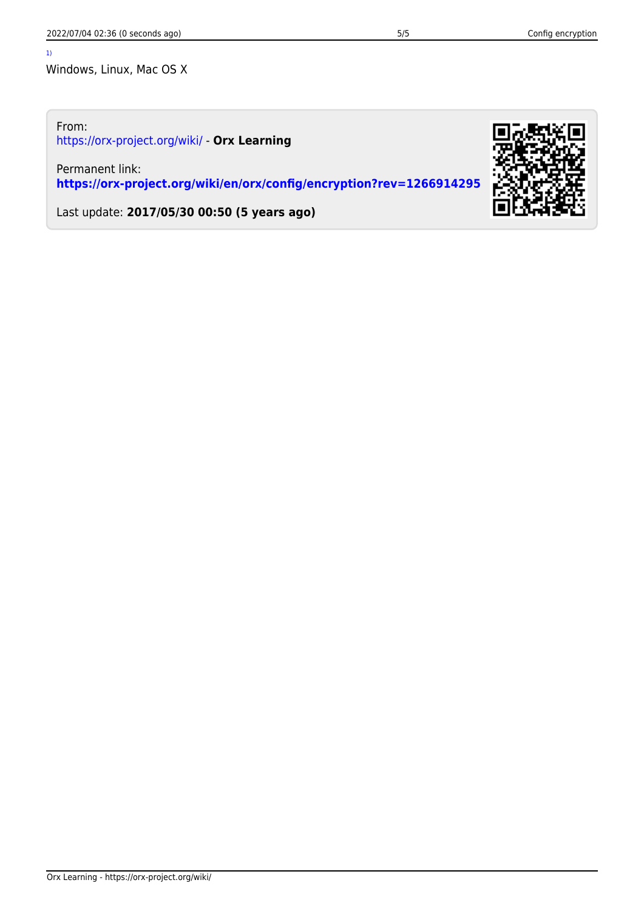[1] Windows, Linux, Mac OS X

From:
https://orx-project.org/wiki/ - **Orx Learning**

Permanent link:
**https://orx-project.org/wiki/en/orx/config/encryption?rev=1266914295**

Last update: **2017/05/30 00:50 (5 years ago)**